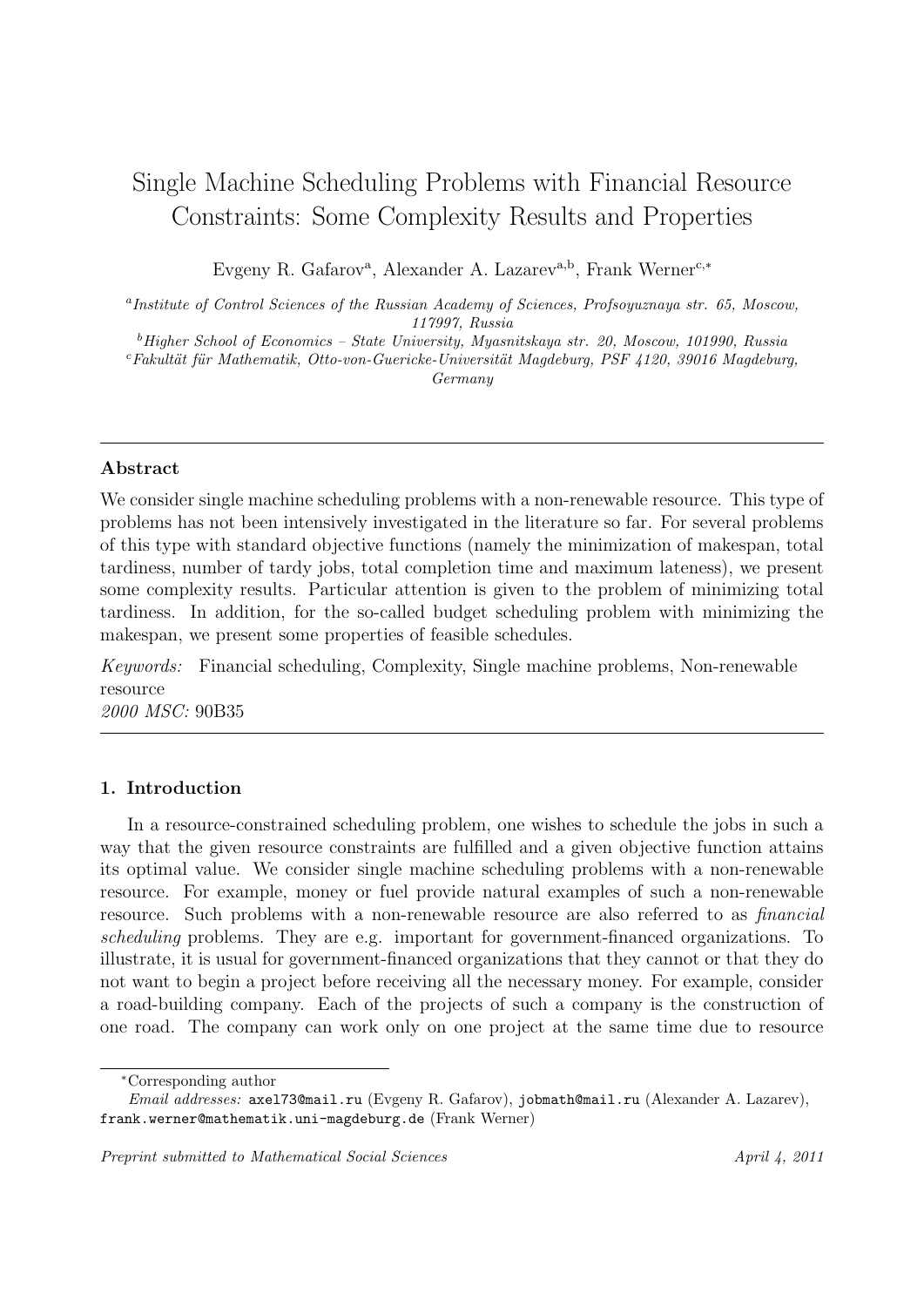# Single Machine Scheduling Problems with Financial Resource Constraints: Some Complexity Results and Properties

Evgeny R. Gafarov[a], Alexander A. Lazarev[a,b], Frank Werner[c,*]

[a] *Institute of Control Sciences of the Russian Academy of Sciences, Profsoyuznaya str. 65, Moscow, 117997, Russia*

[b] *Higher School of Economics – State University, Myasnitskaya str. 20, Moscow, 101990, Russia*

[c] *Fakultät für Mathematik, Otto-von-Guericke-Universität Magdeburg, PSF 4120, 39016 Magdeburg, Germany*

---

## Abstract

We consider single machine scheduling problems with a non-renewable resource. This type of problems has not been intensively investigated in the literature so far. For several problems of this type with standard objective functions (namely the minimization of makespan, total tardiness, number of tardy jobs, total completion time and maximum lateness), we present some complexity results. Particular attention is given to the problem of minimizing total tardiness. In addition, for the so-called budget scheduling problem with minimizing the makespan, we present some properties of feasible schedules.

*Keywords:* Financial scheduling, Complexity, Single machine problems, Non-renewable resource

*2000 MSC:* 90B35

---

## 1. Introduction

In a resource-constrained scheduling problem, one wishes to schedule the jobs in such a way that the given resource constraints are fulfilled and a given objective function attains its optimal value. We consider single machine scheduling problems with a non-renewable resource. For example, money or fuel provide natural examples of such a non-renewable resource. Such problems with a non-renewable resource are also referred to as *financial scheduling* problems. They are e.g. important for government-financed organizations. To illustrate, it is usual for government-financed organizations that they cannot or that they do not want to begin a project before receiving all the necessary money. For example, consider a road-building company. Each of the projects of such a company is the construction of one road. The company can work only on one project at the same time due to resource

---

*Corresponding author

*Email addresses:* axel73@mail.ru (Evgeny R. Gafarov), jobmath@mail.ru (Alexander A. Lazarev), frank.werner@mathematik.uni-magdeburg.de (Frank Werner)

*Preprint submitted to Mathematical Social Sciences* *April 4, 2011*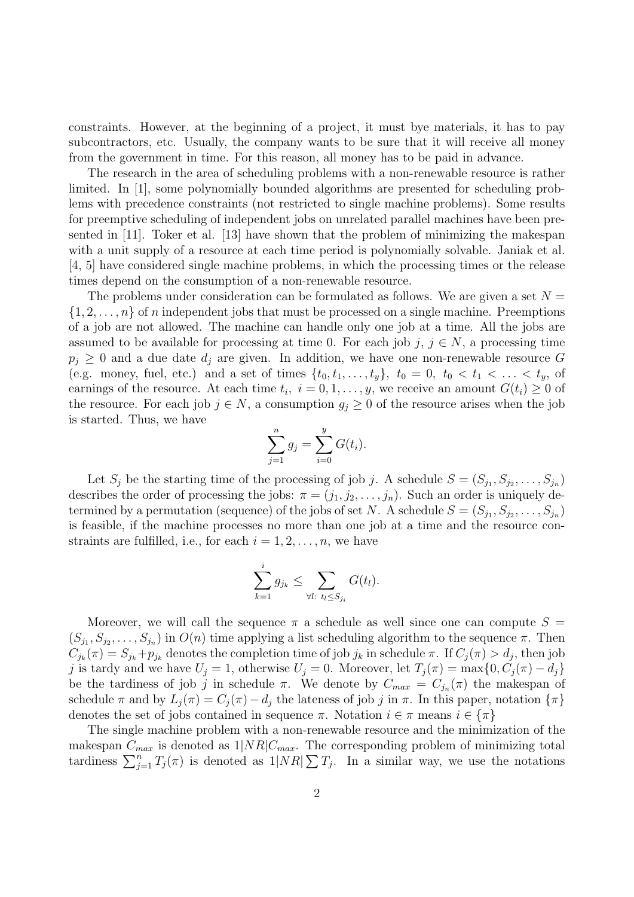constraints. However, at the beginning of a project, it must bye materials, it has to pay subcontractors, etc. Usually, the company wants to be sure that it will receive all money from the government in time. For this reason, all money has to be paid in advance.

The research in the area of scheduling problems with a non-renewable resource is rather limited. In [1], some polynomially bounded algorithms are presented for scheduling problems with precedence constraints (not restricted to single machine problems). Some results for preemptive scheduling of independent jobs on unrelated parallel machines have been presented in [11]. Toker et al. [13] have shown that the problem of minimizing the makespan with a unit supply of a resource at each time period is polynomially solvable. Janiak et al. [4, 5] have considered single machine problems, in which the processing times or the release times depend on the consumption of a non-renewable resource.

The problems under consideration can be formulated as follows. We are given a set $N = \{1, 2, \ldots, n\}$ of $n$ independent jobs that must be processed on a single machine. Preemptions of a job are not allowed. The machine can handle only one job at a time. All the jobs are assumed to be available for processing at time 0. For each job $j$, $j \in N$, a processing time $p_j \geq 0$ and a due date $d_j$ are given. In addition, we have one non-renewable resource $G$ (e.g. money, fuel, etc.) and a set of times $\{t_0, t_1, \ldots, t_y\}$, $t_0 = 0$, $t_0 < t_1 < \ldots < t_y$, of earnings of the resource. At each time $t_i$, $i = 0, 1, \ldots, y$, we receive an amount $G(t_i) \geq 0$ of the resource. For each job $j \in N$, a consumption $g_j \geq 0$ of the resource arises when the job is started. Thus, we have

$$\sum_{j=1}^{n} g_j = \sum_{i=0}^{y} G(t_i).$$

Let $S_j$ be the starting time of the processing of job $j$. A schedule $S = (S_{j_1}, S_{j_2}, \ldots, S_{j_n})$ describes the order of processing the jobs: $\pi = (j_1, j_2, \ldots, j_n)$. Such an order is uniquely determined by a permutation (sequence) of the jobs of set $N$. A schedule $S = (S_{j_1}, S_{j_2}, \ldots, S_{j_n})$ is feasible, if the machine processes no more than one job at a time and the resource constraints are fulfilled, i.e., for each $i = 1, 2, \ldots, n$, we have

$$\sum_{k=1}^{i} g_{j_k} \leq \sum_{\forall l:\ t_l \leq S_{j_i}} G(t_l).$$

Moreover, we will call the sequence $\pi$ a schedule as well since one can compute $S = (S_{j_1}, S_{j_2}, \ldots, S_{j_n})$ in $O(n)$ time applying a list scheduling algorithm to the sequence $\pi$. Then $C_{j_k}(\pi) = S_{j_k} + p_{j_k}$ denotes the completion time of job $j_k$ in schedule $\pi$. If $C_j(\pi) > d_j$, then job $j$ is tardy and we have $U_j = 1$, otherwise $U_j = 0$. Moreover, let $T_j(\pi) = \max\{0, C_j(\pi) - d_j\}$ be the tardiness of job $j$ in schedule $\pi$. We denote by $C_{max} = C_{j_n}(\pi)$ the makespan of schedule $\pi$ and by $L_j(\pi) = C_j(\pi) - d_j$ the lateness of job $j$ in $\pi$. In this paper, notation $\{\pi\}$ denotes the set of jobs contained in sequence $\pi$. Notation $i \in \pi$ means $i \in \{\pi\}$

The single machine problem with a non-renewable resource and the minimization of the makespan $C_{max}$ is denoted as $1|NR|C_{max}$. The corresponding problem of minimizing total tardiness $\sum_{j=1}^{n} T_j(\pi)$ is denoted as $1|NR|\sum T_j$. In a similar way, we use the notations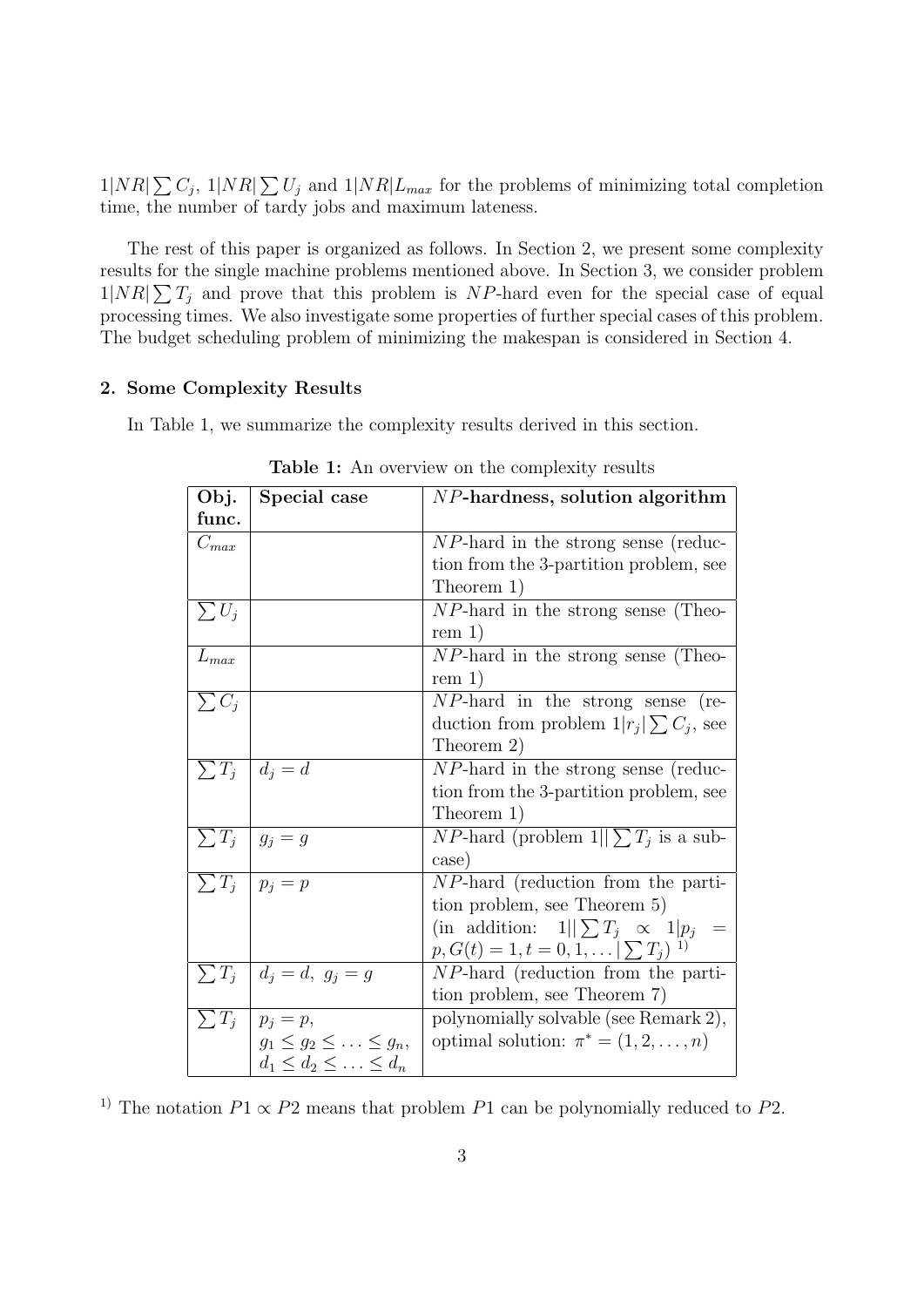$1|NR|\sum C_j$, $1|NR|\sum U_j$ and $1|NR|L_{max}$ for the problems of minimizing total completion time, the number of tardy jobs and maximum lateness.

The rest of this paper is organized as follows. In Section 2, we present some complexity results for the single machine problems mentioned above. In Section 3, we consider problem $1|NR|\sum T_j$ and prove that this problem is $NP$-hard even for the special case of equal processing times. We also investigate some properties of further special cases of this problem. The budget scheduling problem of minimizing the makespan is considered in Section 4.

## 2. Some Complexity Results

In Table 1, we summarize the complexity results derived in this section.

**Table 1:** An overview on the complexity results

| **Obj. func.** | **Special case** | **$NP$-hardness, solution algorithm** |
|---|---|---|
| $C_{max}$ | | $NP$-hard in the strong sense (reduction from the 3-partition problem, see Theorem 1) |
| $\sum U_j$ | | $NP$-hard in the strong sense (Theorem 1) |
| $L_{max}$ | | $NP$-hard in the strong sense (Theorem 1) |
| $\sum C_j$ | | $NP$-hard in the strong sense (reduction from problem $1\|r_j\|\sum C_j$, see Theorem 2) |
| $\sum T_j$ | $d_j = d$ | $NP$-hard in the strong sense (reduction from the 3-partition problem, see Theorem 1) |
| $\sum T_j$ | $g_j = g$ | $NP$-hard (problem $1\|\|\sum T_j$ is a subcase) |
| $\sum T_j$ | $p_j = p$ | $NP$-hard (reduction from the partition problem, see Theorem 5) (in addition: $1\|\|\sum T_j \propto 1\|p_j = p, G(t) = 1, t = 0, 1, \dots \|\sum T_j$) [1] |
| $\sum T_j$ | $d_j = d,\ g_j = g$ | $NP$-hard (reduction from the partition problem, see Theorem 7) |
| $\sum T_j$ | $p_j = p$, $g_1 \leq g_2 \leq \ldots \leq g_n$, $d_1 \leq d_2 \leq \ldots \leq d_n$ | polynomially solvable (see Remark 2), optimal solution: $\pi^* = (1, 2, \ldots, n)$ |

[1] The notation $P1 \propto P2$ means that problem $P1$ can be polynomially reduced to $P2$.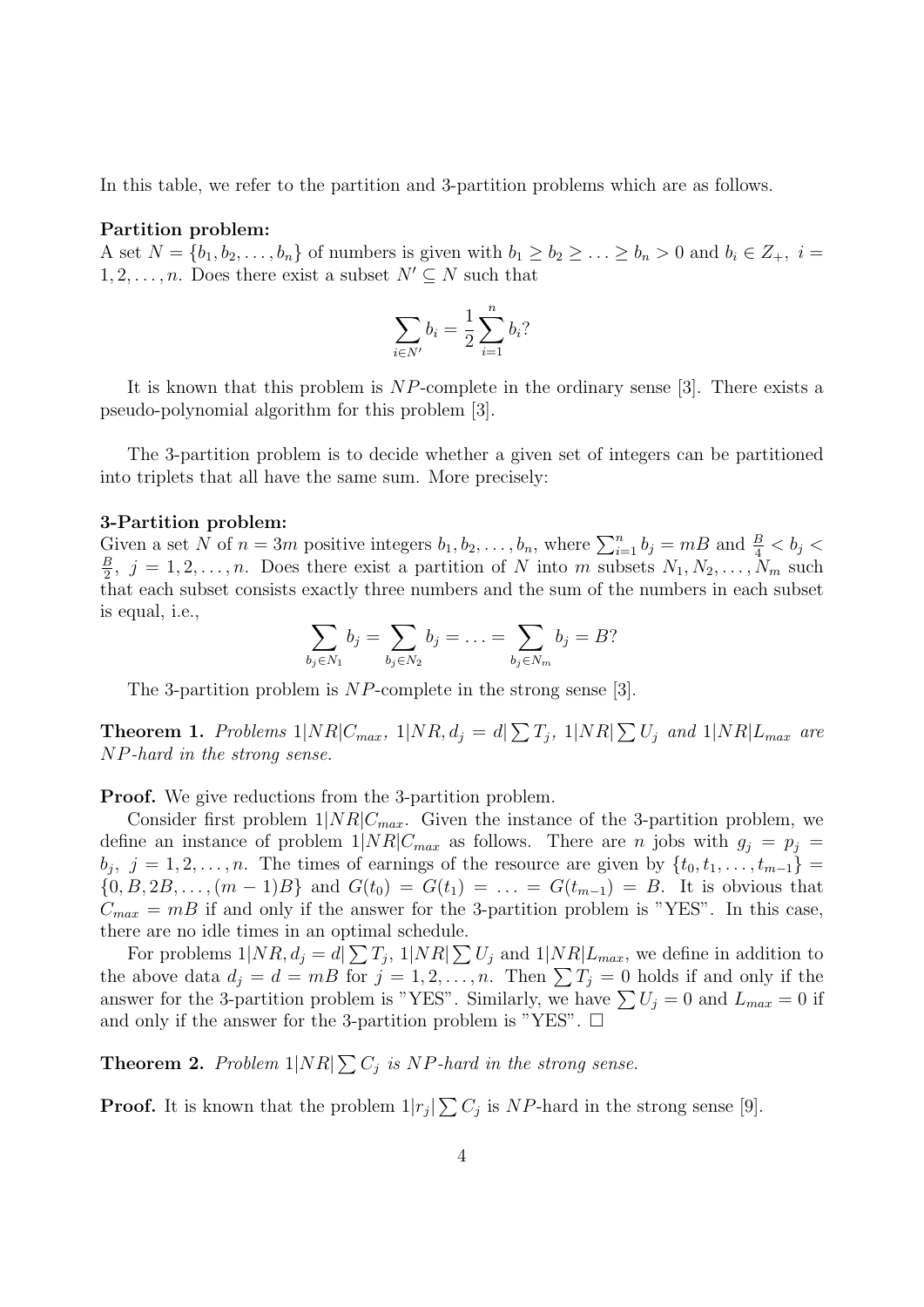In this table, we refer to the partition and 3-partition problems which are as follows.

**Partition problem:**
A set $N = \{b_1, b_2, \ldots, b_n\}$ of numbers is given with $b_1 \geq b_2 \geq \ldots \geq b_n > 0$ and $b_i \in Z_+,\ i = 1, 2, \ldots, n$. Does there exist a subset $N' \subseteq N$ such that

$$\sum_{i \in N'} b_i = \frac{1}{2} \sum_{i=1}^{n} b_i?$$

It is known that this problem is $NP$-complete in the ordinary sense [3]. There exists a pseudo-polynomial algorithm for this problem [3].

The 3-partition problem is to decide whether a given set of integers can be partitioned into triplets that all have the same sum. More precisely:

**3-Partition problem:**
Given a set $N$ of $n = 3m$ positive integers $b_1, b_2, \ldots, b_n$, where $\sum_{i=1}^{n} b_j = mB$ and $\frac{B}{4} < b_j < \frac{B}{2},\ j = 1, 2, \ldots, n$. Does there exist a partition of $N$ into $m$ subsets $N_1, N_2, \ldots, N_m$ such that each subset consists exactly three numbers and the sum of the numbers in each subset is equal, i.e.,

$$\sum_{b_j \in N_1} b_j = \sum_{b_j \in N_2} b_j = \ldots = \sum_{b_j \in N_m} b_j = B?$$

The 3-partition problem is $NP$-complete in the strong sense [3].

**Theorem 1.** *Problems $1|NR|C_{max}$, $1|NR, d_j = d|\sum T_j$, $1|NR|\sum U_j$ and $1|NR|L_{max}$ are $NP$-hard in the strong sense.*

**Proof.** We give reductions from the 3-partition problem.

Consider first problem $1|NR|C_{max}$. Given the instance of the 3-partition problem, we define an instance of problem $1|NR|C_{max}$ as follows. There are $n$ jobs with $g_j = p_j = b_j,\ j = 1, 2, \ldots, n$. The times of earnings of the resource are given by $\{t_0, t_1, \ldots, t_{m-1}\} = \{0, B, 2B, \ldots, (m-1)B\}$ and $G(t_0) = G(t_1) = \ldots = G(t_{m-1}) = B$. It is obvious that $C_{max} = mB$ if and only if the answer for the 3-partition problem is "YES". In this case, there are no idle times in an optimal schedule.

For problems $1|NR, d_j = d|\sum T_j$, $1|NR|\sum U_j$ and $1|NR|L_{max}$, we define in addition to the above data $d_j = d = mB$ for $j = 1, 2, \ldots, n$. Then $\sum T_j = 0$ holds if and only if the answer for the 3-partition problem is "YES". Similarly, we have $\sum U_j = 0$ and $L_{max} = 0$ if and only if the answer for the 3-partition problem is "YES". $\square$

**Theorem 2.** *Problem $1|NR|\sum C_j$ is $NP$-hard in the strong sense.*

**Proof.** It is known that the problem $1|r_j|\sum C_j$ is $NP$-hard in the strong sense [9].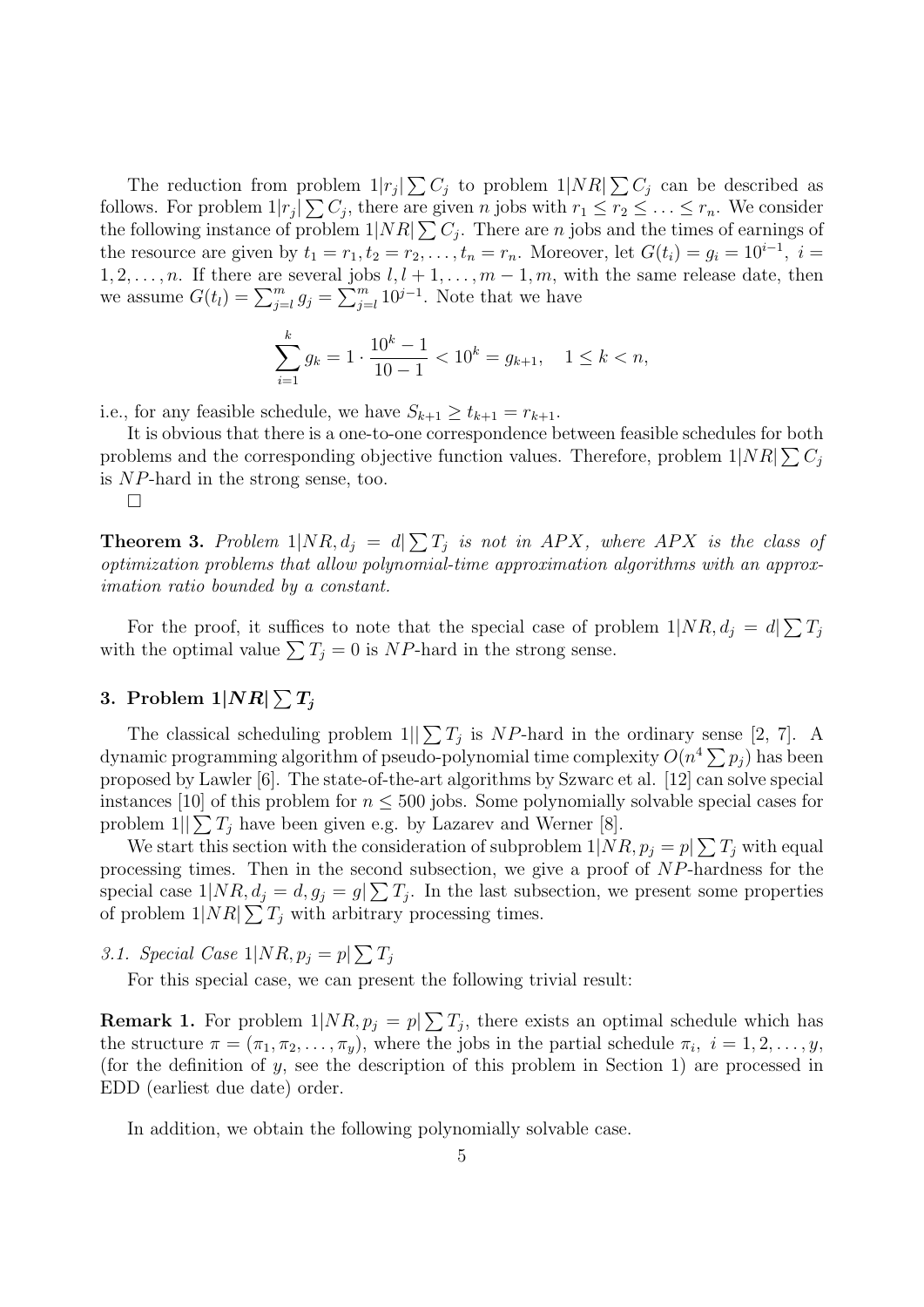The reduction from problem $1|r_j|\sum C_j$ to problem $1|NR|\sum C_j$ can be described as follows. For problem $1|r_j|\sum C_j$, there are given $n$ jobs with $r_1 \leq r_2 \leq \ldots \leq r_n$. We consider the following instance of problem $1|NR|\sum C_j$. There are $n$ jobs and the times of earnings of the resource are given by $t_1 = r_1, t_2 = r_2, \ldots, t_n = r_n$. Moreover, let $G(t_i) = g_i = 10^{i-1}$, $i = 1, 2, \ldots, n$. If there are several jobs $l, l+1, \ldots, m-1, m$, with the same release date, then we assume $G(t_l) = \sum_{j=l}^{m} g_j = \sum_{j=l}^{m} 10^{j-1}$. Note that we have

$$\sum_{i=1}^{k} g_k = 1 \cdot \frac{10^k - 1}{10 - 1} < 10^k = g_{k+1}, \quad 1 \leq k < n,$$

i.e., for any feasible schedule, we have $S_{k+1} \geq t_{k+1} = r_{k+1}$.

It is obvious that there is a one-to-one correspondence between feasible schedules for both problems and the corresponding objective function values. Therefore, problem $1|NR|\sum C_j$ is $NP$-hard in the strong sense, too.

□

**Theorem 3.** *Problem $1|NR, d_j = d|\sum T_j$ is not in APX, where APX is the class of optimization problems that allow polynomial-time approximation algorithms with an approximation ratio bounded by a constant.*

For the proof, it suffices to note that the special case of problem $1|NR, d_j = d|\sum T_j$ with the optimal value $\sum T_j = 0$ is $NP$-hard in the strong sense.

## 3. Problem $1|NR|\sum T_j$

The classical scheduling problem $1||\sum T_j$ is $NP$-hard in the ordinary sense [2, 7]. A dynamic programming algorithm of pseudo-polynomial time complexity $O(n^4 \sum p_j)$ has been proposed by Lawler [6]. The state-of-the-art algorithms by Szwarc et al. [12] can solve special instances [10] of this problem for $n \leq 500$ jobs. Some polynomially solvable special cases for problem $1||\sum T_j$ have been given e.g. by Lazarev and Werner [8].

We start this section with the consideration of subproblem $1|NR, p_j = p|\sum T_j$ with equal processing times. Then in the second subsection, we give a proof of $NP$-hardness for the special case $1|NR, d_j = d, g_j = g|\sum T_j$. In the last subsection, we present some properties of problem $1|NR|\sum T_j$ with arbitrary processing times.

### *3.1. Special Case $1|NR, p_j = p|\sum T_j$*

For this special case, we can present the following trivial result:

**Remark 1.** For problem $1|NR, p_j = p|\sum T_j$, there exists an optimal schedule which has the structure $\pi = (\pi_1, \pi_2, \ldots, \pi_y)$, where the jobs in the partial schedule $\pi_i$, $i = 1, 2, \ldots, y$, (for the definition of $y$, see the description of this problem in Section 1) are processed in EDD (earliest due date) order.

In addition, we obtain the following polynomially solvable case.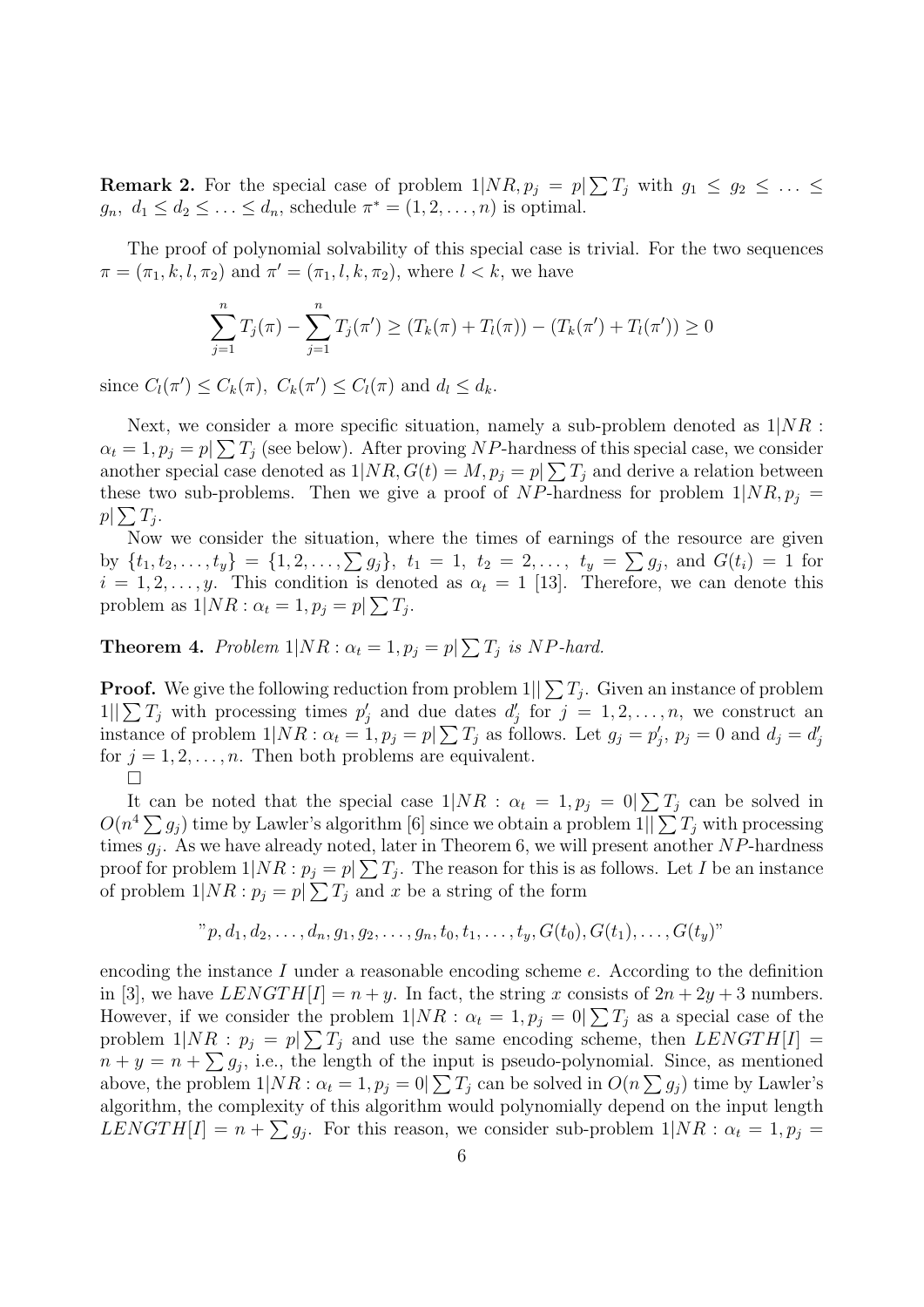**Remark 2.** For the special case of problem $1|NR, p_j = p|\sum T_j$ with $g_1 \leq g_2 \leq \ldots \leq g_n$, $d_1 \leq d_2 \leq \ldots \leq d_n$, schedule $\pi^* = (1, 2, \ldots, n)$ is optimal.

The proof of polynomial solvability of this special case is trivial. For the two sequences $\pi = (\pi_1, k, l, \pi_2)$ and $\pi' = (\pi_1, l, k, \pi_2)$, where $l < k$, we have

$$\sum_{j=1}^{n} T_j(\pi) - \sum_{j=1}^{n} T_j(\pi') \geq (T_k(\pi) + T_l(\pi)) - (T_k(\pi') + T_l(\pi')) \geq 0$$

since $C_l(\pi') \leq C_k(\pi)$, $C_k(\pi') \leq C_l(\pi)$ and $d_l \leq d_k$.

Next, we consider a more specific situation, namely a sub-problem denoted as $1|NR : \alpha_t = 1, p_j = p|\sum T_j$ (see below). After proving $NP$-hardness of this special case, we consider another special case denoted as $1|NR, G(t) = M, p_j = p|\sum T_j$ and derive a relation between these two sub-problems. Then we give a proof of $NP$-hardness for problem $1|NR, p_j = p|\sum T_j$.

Now we consider the situation, where the times of earnings of the resource are given by $\{t_1, t_2, \ldots, t_y\} = \{1, 2, \ldots, \sum g_j\}$, $t_1 = 1$, $t_2 = 2, \ldots,$ $t_y = \sum g_j$, and $G(t_i) = 1$ for $i = 1, 2, \ldots, y$. This condition is denoted as $\alpha_t = 1$ [13]. Therefore, we can denote this problem as $1|NR : \alpha_t = 1, p_j = p|\sum T_j$.

**Theorem 4.** *Problem $1|NR : \alpha_t = 1, p_j = p|\sum T_j$ is $NP$-hard.*

**Proof.** We give the following reduction from problem $1||\sum T_j$. Given an instance of problem $1||\sum T_j$ with processing times $p'_j$ and due dates $d'_j$ for $j = 1, 2, \ldots, n$, we construct an instance of problem $1|NR : \alpha_t = 1, p_j = p|\sum T_j$ as follows. Let $g_j = p'_j$, $p_j = 0$ and $d_j = d'_j$ for $j = 1, 2, \ldots, n$. Then both problems are equivalent.
□

It can be noted that the special case $1|NR : \alpha_t = 1, p_j = 0|\sum T_j$ can be solved in $O(n^4 \sum g_j)$ time by Lawler's algorithm [6] since we obtain a problem $1||\sum T_j$ with processing times $g_j$. As we have already noted, later in Theorem 6, we will present another $NP$-hardness proof for problem $1|NR : p_j = p|\sum T_j$. The reason for this is as follows. Let $I$ be an instance of problem $1|NR : p_j = p|\sum T_j$ and $x$ be a string of the form

$$"p, d_1, d_2, \ldots, d_n, g_1, g_2, \ldots, g_n, t_0, t_1, \ldots, t_y, G(t_0), G(t_1), \ldots, G(t_y)"$$

encoding the instance $I$ under a reasonable encoding scheme $e$. According to the definition in [3], we have $LENGTH[I] = n + y$. In fact, the string $x$ consists of $2n + 2y + 3$ numbers. However, if we consider the problem $1|NR : \alpha_t = 1, p_j = 0|\sum T_j$ as a special case of the problem $1|NR : p_j = p|\sum T_j$ and use the same encoding scheme, then $LENGTH[I] = n + y = n + \sum g_j$, i.e., the length of the input is pseudo-polynomial. Since, as mentioned above, the problem $1|NR : \alpha_t = 1, p_j = 0|\sum T_j$ can be solved in $O(n \sum g_j)$ time by Lawler's algorithm, the complexity of this algorithm would polynomially depend on the input length $LENGTH[I] = n + \sum g_j$. For this reason, we consider sub-problem $1|NR : \alpha_t = 1, p_j =$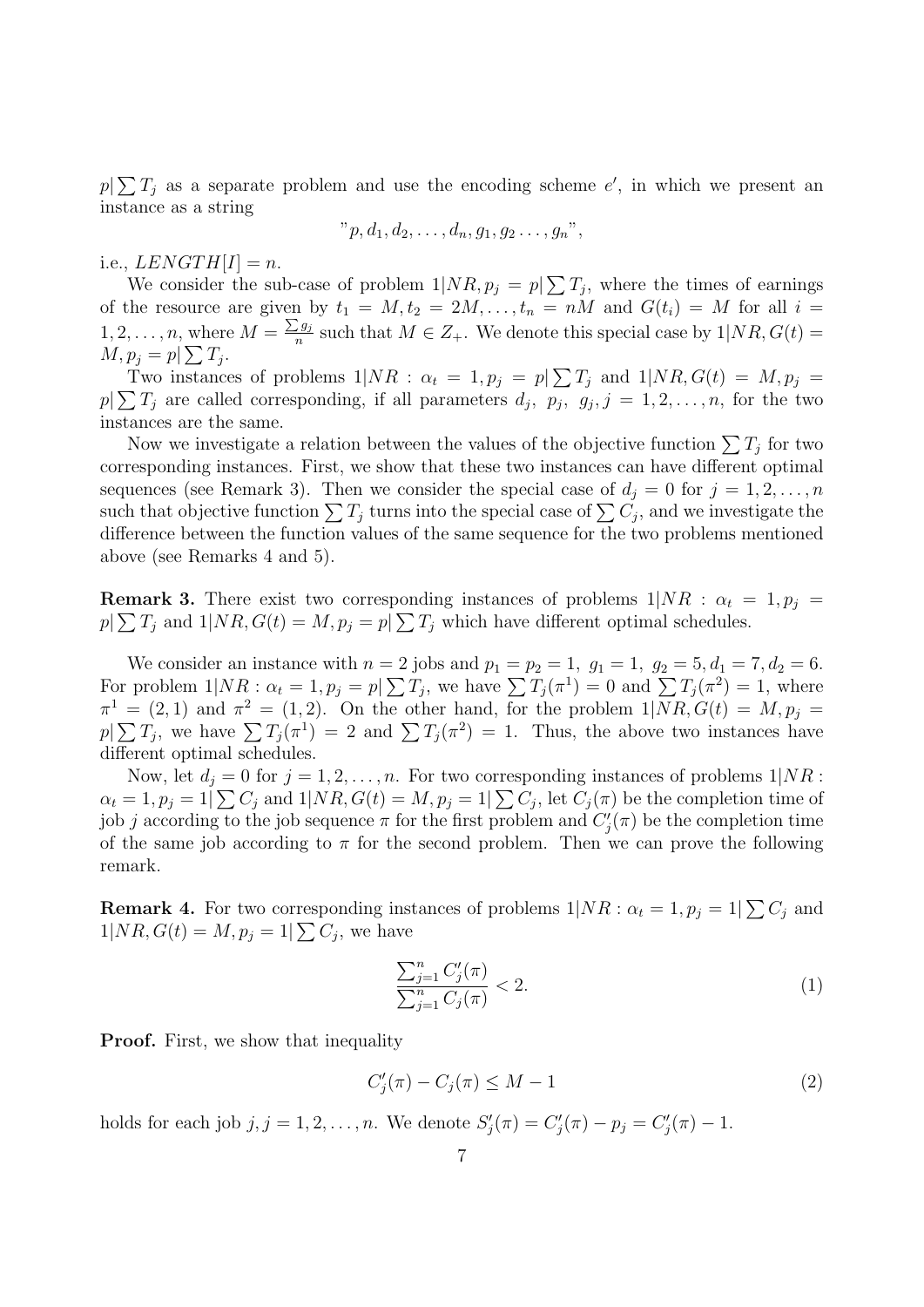$p|\sum T_j$ as a separate problem and use the encoding scheme $e'$, in which we present an instance as a string

$$"p, d_1, d_2, \dots, d_n, g_1, g_2 \dots, g_n",$$

i.e., $LENGTH[I] = n$.

We consider the sub-case of problem $1|NR, p_j = p|\sum T_j$, where the times of earnings of the resource are given by $t_1 = M, t_2 = 2M, \dots, t_n = nM$ and $G(t_i) = M$ for all $i = 1, 2, \dots, n$, where $M = \frac{\sum g_j}{n}$ such that $M \in Z_+$. We denote this special case by $1|NR, G(t) = M, p_j = p|\sum T_j$.

Two instances of problems $1|NR : \alpha_t = 1, p_j = p|\sum T_j$ and $1|NR, G(t) = M, p_j = p|\sum T_j$ are called corresponding, if all parameters $d_j,\ p_j,\ g_j, j = 1, 2, \dots, n$, for the two instances are the same.

Now we investigate a relation between the values of the objective function $\sum T_j$ for two corresponding instances. First, we show that these two instances can have different optimal sequences (see Remark 3). Then we consider the special case of $d_j = 0$ for $j = 1, 2, \dots, n$ such that objective function $\sum T_j$ turns into the special case of $\sum C_j$, and we investigate the difference between the function values of the same sequence for the two problems mentioned above (see Remarks 4 and 5).

**Remark 3.** There exist two corresponding instances of problems $1|NR : \alpha_t = 1, p_j = p|\sum T_j$ and $1|NR, G(t) = M, p_j = p|\sum T_j$ which have different optimal schedules.

We consider an instance with $n = 2$ jobs and $p_1 = p_2 = 1,\ g_1 = 1,\ g_2 = 5, d_1 = 7, d_2 = 6$. For problem $1|NR : \alpha_t = 1, p_j = p|\sum T_j$, we have $\sum T_j(\pi^1) = 0$ and $\sum T_j(\pi^2) = 1$, where $\pi^1 = (2, 1)$ and $\pi^2 = (1, 2)$. On the other hand, for the problem $1|NR, G(t) = M, p_j = p|\sum T_j$, we have $\sum T_j(\pi^1) = 2$ and $\sum T_j(\pi^2) = 1$. Thus, the above two instances have different optimal schedules.

Now, let $d_j = 0$ for $j = 1, 2, \dots, n$. For two corresponding instances of problems $1|NR : \alpha_t = 1, p_j = 1|\sum C_j$ and $1|NR, G(t) = M, p_j = 1|\sum C_j$, let $C_j(\pi)$ be the completion time of job $j$ according to the job sequence $\pi$ for the first problem and $C'_j(\pi)$ be the completion time of the same job according to $\pi$ for the second problem. Then we can prove the following remark.

**Remark 4.** For two corresponding instances of problems $1|NR : \alpha_t = 1, p_j = 1|\sum C_j$ and $1|NR, G(t) = M, p_j = 1|\sum C_j$, we have

$$\frac{\sum_{j=1}^{n} C'_j(\pi)}{\sum_{j=1}^{n} C_j(\pi)} < 2. \tag{1}$$

**Proof.** First, we show that inequality

$$C'_j(\pi) - C_j(\pi) \leq M - 1 \tag{2}$$

holds for each job $j, j = 1, 2, \dots, n$. We denote $S'_j(\pi) = C'_j(\pi) - p_j = C'_j(\pi) - 1$.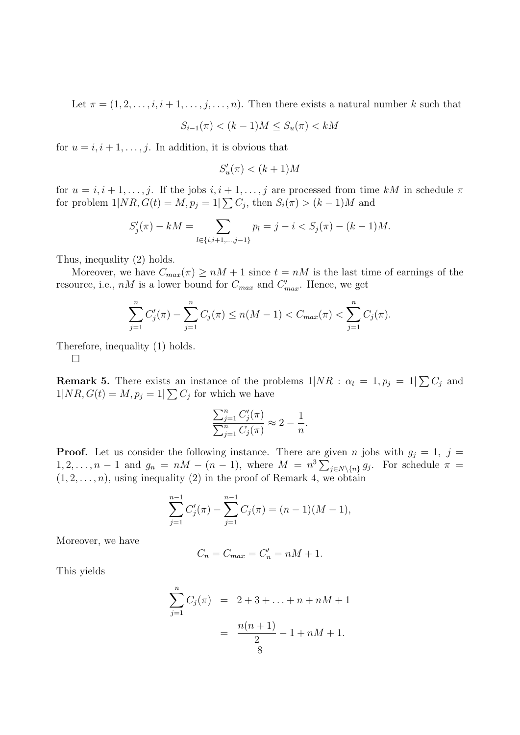Let $\pi = (1, 2, \ldots, i, i+1, \ldots, j, \ldots, n)$. Then there exists a natural number $k$ such that

$$S_{i-1}(\pi) < (k-1)M \leq S_u(\pi) < kM$$

for $u = i, i+1, \ldots, j$. In addition, it is obvious that

$$S'_u(\pi) < (k+1)M$$

for $u = i, i+1, \ldots, j$. If the jobs $i, i+1, \ldots, j$ are processed from time $kM$ in schedule $\pi$ for problem $1|NR, G(t) = M, p_j = 1|\sum C_j$, then $S_i(\pi) > (k-1)M$ and

$$S'_j(\pi) - kM = \sum_{l \in \{i, i+1, \ldots, j-1\}} p_l = j - i < S_j(\pi) - (k-1)M.$$

Thus, inequality (2) holds.

Moreover, we have $C_{max}(\pi) \geq nM + 1$ since $t = nM$ is the last time of earnings of the resource, i.e., $nM$ is a lower bound for $C_{max}$ and $C'_{max}$. Hence, we get

$$\sum_{j=1}^{n} C'_j(\pi) - \sum_{j=1}^{n} C_j(\pi) \leq n(M-1) < C_{max}(\pi) < \sum_{j=1}^{n} C_j(\pi).$$

Therefore, inequality (1) holds.

□

**Remark 5.** There exists an instance of the problems $1|NR : \alpha_t = 1, p_j = 1|\sum C_j$ and $1|NR, G(t) = M, p_j = 1|\sum C_j$ for which we have

$$\frac{\sum_{j=1}^{n} C'_j(\pi)}{\sum_{j=1}^{n} C_j(\pi)} \approx 2 - \frac{1}{n}.$$

**Proof.** Let us consider the following instance. There are given $n$ jobs with $g_j = 1$, $j = 1, 2, \ldots, n-1$ and $g_n = nM - (n-1)$, where $M = n^3 \sum_{j \in N \setminus \{n\}} g_j$. For schedule $\pi = (1, 2, \ldots, n)$, using inequality (2) in the proof of Remark 4, we obtain

$$\sum_{j=1}^{n-1} C'_j(\pi) - \sum_{j=1}^{n-1} C_j(\pi) = (n-1)(M-1),$$

Moreover, we have

$$C_n = C_{max} = C'_n = nM + 1.$$

This yields

$$\begin{aligned}
\sum_{j=1}^{n} C_j(\pi) &= 2 + 3 + \ldots + n + nM + 1 \\
&= \frac{n(n+1)}{2} - 1 + nM + 1.
\end{aligned}$$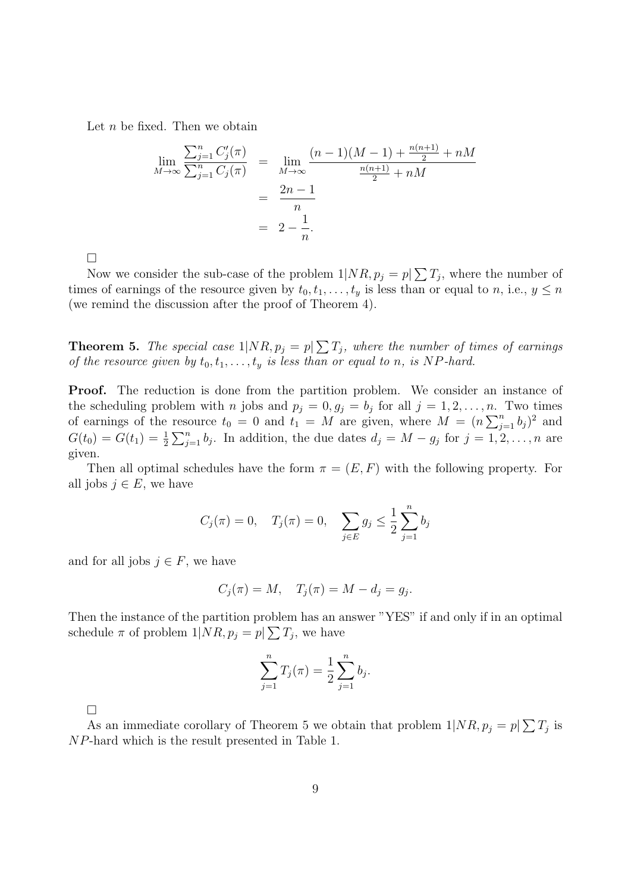Let $n$ be fixed. Then we obtain

$$
\begin{aligned}
\lim_{M\to\infty} \frac{\sum_{j=1}^{n} C'_j(\pi)}{\sum_{j=1}^{n} C_j(\pi)} &= \lim_{M\to\infty} \frac{(n-1)(M-1) + \frac{n(n+1)}{2} + nM}{\frac{n(n+1)}{2} + nM} \\
&= \frac{2n-1}{n} \\
&= 2 - \frac{1}{n}.
\end{aligned}
$$

□

Now we consider the sub-case of the problem $1|NR, p_j = p|\sum T_j$, where the number of times of earnings of the resource given by $t_0, t_1, \ldots, t_y$ is less than or equal to $n$, i.e., $y \le n$ (we remind the discussion after the proof of Theorem 4).

**Theorem 5.** *The special case $1|NR, p_j = p|\sum T_j$, where the number of times of earnings of the resource given by $t_0, t_1, \ldots, t_y$ is less than or equal to $n$, is $NP$-hard.*

**Proof.** The reduction is done from the partition problem. We consider an instance of the scheduling problem with $n$ jobs and $p_j = 0, g_j = b_j$ for all $j = 1, 2, \ldots, n$. Two times of earnings of the resource $t_0 = 0$ and $t_1 = M$ are given, where $M = (n\sum_{j=1}^{n} b_j)^2$ and $G(t_0) = G(t_1) = \frac{1}{2}\sum_{j=1}^{n} b_j$. In addition, the due dates $d_j = M - g_j$ for $j = 1, 2, \ldots, n$ are given.

Then all optimal schedules have the form $\pi = (E, F)$ with the following property. For all jobs $j \in E$, we have

$$
C_j(\pi) = 0, \quad T_j(\pi) = 0, \quad \sum_{j\in E} g_j \le \frac{1}{2}\sum_{j=1}^{n} b_j
$$

and for all jobs $j \in F$, we have

$$
C_j(\pi) = M, \quad T_j(\pi) = M - d_j = g_j.
$$

Then the instance of the partition problem has an answer "YES" if and only if in an optimal schedule $\pi$ of problem $1|NR, p_j = p|\sum T_j$, we have

$$
\sum_{j=1}^{n} T_j(\pi) = \frac{1}{2}\sum_{j=1}^{n} b_j.
$$

□

As an immediate corollary of Theorem 5 we obtain that problem $1|NR, p_j = p|\sum T_j$ is $NP$-hard which is the result presented in Table 1.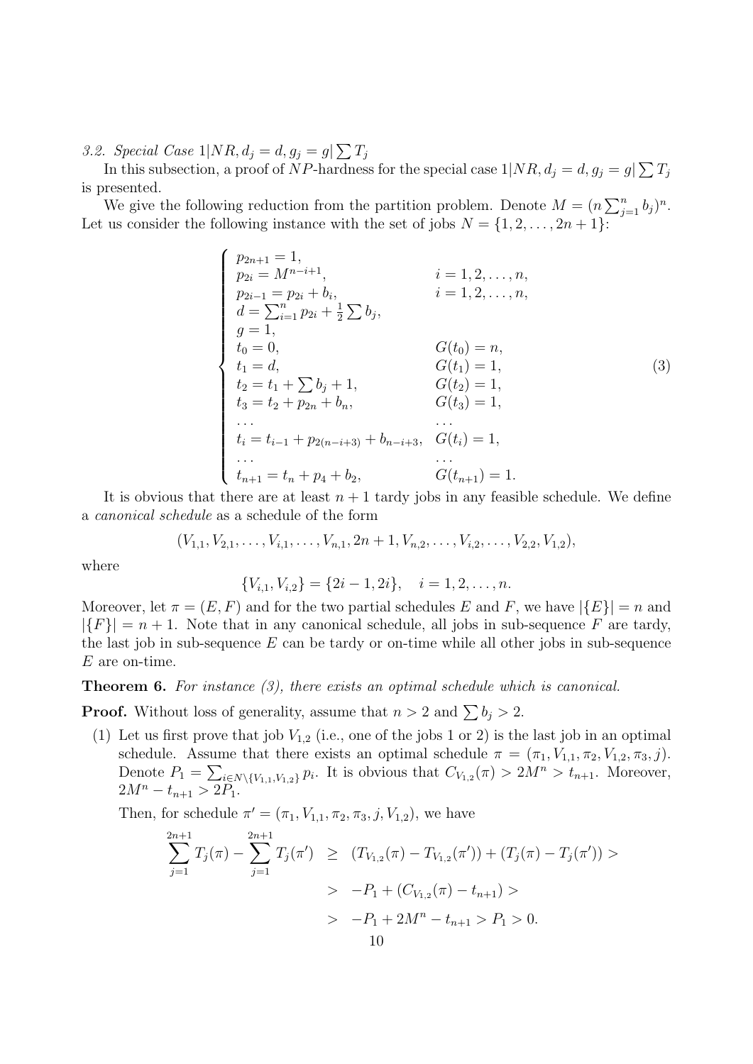*3.2. Special Case $1|NR, d_j = d, g_j = g|\sum T_j$*

In this subsection, a proof of $NP$-hardness for the special case $1|NR, d_j = d, g_j = g|\sum T_j$ is presented.

We give the following reduction from the partition problem. Denote $M = (n\sum_{j=1}^{n} b_j)^n$. Let us consider the following instance with the set of jobs $N = \{1, 2, \ldots, 2n+1\}$:

$$
\begin{cases}
p_{2n+1} = 1, & \\
p_{2i} = M^{n-i+1}, & i = 1, 2, \ldots, n, \\
p_{2i-1} = p_{2i} + b_i, & i = 1, 2, \ldots, n, \\
d = \sum_{i=1}^{n} p_{2i} + \frac{1}{2}\sum b_j, & \\
g = 1, & \\
t_0 = 0, & G(t_0) = n, \\
t_1 = d, & G(t_1) = 1, \\
t_2 = t_1 + \sum b_j + 1, & G(t_2) = 1, \\
t_3 = t_2 + p_{2n} + b_n, & G(t_3) = 1, \\
\ldots & \ldots \\
t_i = t_{i-1} + p_{2(n-i+3)} + b_{n-i+3}, & G(t_i) = 1, \\
\ldots & \ldots \\
t_{n+1} = t_n + p_4 + b_2, & G(t_{n+1}) = 1.
\end{cases}
\tag{3}
$$

It is obvious that there are at least $n+1$ tardy jobs in any feasible schedule. We define a *canonical schedule* as a schedule of the form

$$(V_{1,1}, V_{2,1}, \ldots, V_{i,1}, \ldots, V_{n,1}, 2n+1, V_{n,2}, \ldots, V_{i,2}, \ldots, V_{2,2}, V_{1,2}),$$

where

$$\{V_{i,1}, V_{i,2}\} = \{2i-1, 2i\}, \quad i = 1, 2, \ldots, n.$$

Moreover, let $\pi = (E, F)$ and for the two partial schedules $E$ and $F$, we have $|\{E\}| = n$ and $|\{F\}| = n+1$. Note that in any canonical schedule, all jobs in sub-sequence $F$ are tardy, the last job in sub-sequence $E$ can be tardy or on-time while all other jobs in sub-sequence $E$ are on-time.

**Theorem 6.** *For instance (3), there exists an optimal schedule which is canonical.*

**Proof.** Without loss of generality, assume that $n > 2$ and $\sum b_j > 2$.

(1) Let us first prove that job $V_{1,2}$ (i.e., one of the jobs 1 or 2) is the last job in an optimal schedule. Assume that there exists an optimal schedule $\pi = (\pi_1, V_{1,1}, \pi_2, V_{1,2}, \pi_3, j)$. Denote $P_1 = \sum_{i \in N \setminus \{V_{1,1}, V_{1,2}\}} p_i$. It is obvious that $C_{V_{1,2}}(\pi) > 2M^n > t_{n+1}$. Moreover, $2M^n - t_{n+1} > 2P_1$.

Then, for schedule $\pi' = (\pi_1, V_{1,1}, \pi_2, \pi_3, j, V_{1,2})$, we have

$$
\begin{aligned}
\sum_{j=1}^{2n+1} T_j(\pi) - \sum_{j=1}^{2n+1} T_j(\pi') &\geq (T_{V_{1,2}}(\pi) - T_{V_{1,2}}(\pi')) + (T_j(\pi) - T_j(\pi')) > \\
&> -P_1 + (C_{V_{1,2}}(\pi) - t_{n+1}) > \\
&> -P_1 + 2M^n - t_{n+1} > P_1 > 0.
\end{aligned}
$$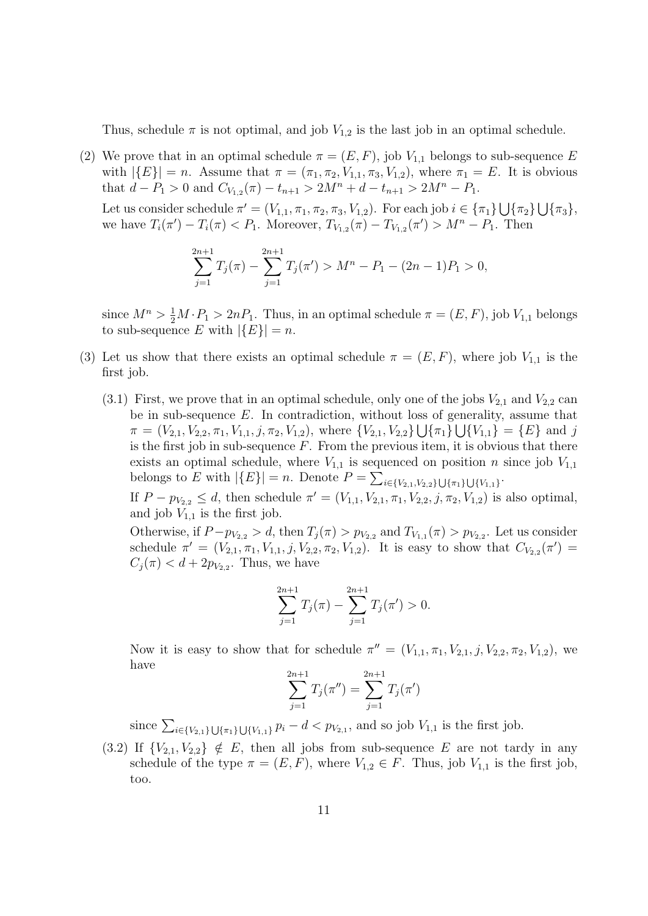Thus, schedule $\pi$ is not optimal, and job $V_{1,2}$ is the last job in an optimal schedule.

(2) We prove that in an optimal schedule $\pi = (E, F)$, job $V_{1,1}$ belongs to sub-sequence $E$ with $|\{E\}| = n$. Assume that $\pi = (\pi_1, \pi_2, V_{1,1}, \pi_3, V_{1,2})$, where $\pi_1 = E$. It is obvious that $d - P_1 > 0$ and $C_{V_{1,2}}(\pi) - t_{n+1} > 2M^n + d - t_{n+1} > 2M^n - P_1$.

Let us consider schedule $\pi' = (V_{1,1}, \pi_1, \pi_2, \pi_3, V_{1,2})$. For each job $i \in \{\pi_1\} \bigcup \{\pi_2\} \bigcup \{\pi_3\}$, we have $T_i(\pi') - T_i(\pi) < P_1$. Moreover, $T_{V_{1,2}}(\pi) - T_{V_{1,2}}(\pi') > M^n - P_1$. Then

$$\sum_{j=1}^{2n+1} T_j(\pi) - \sum_{j=1}^{2n+1} T_j(\pi') > M^n - P_1 - (2n-1)P_1 > 0,$$

since $M^n > \frac{1}{2} M \cdot P_1 > 2nP_1$. Thus, in an optimal schedule $\pi = (E, F)$, job $V_{1,1}$ belongs to sub-sequence $E$ with $|\{E\}| = n$.

(3) Let us show that there exists an optimal schedule $\pi = (E, F)$, where job $V_{1,1}$ is the first job.

(3.1) First, we prove that in an optimal schedule, only one of the jobs $V_{2,1}$ and $V_{2,2}$ can be in sub-sequence $E$. In contradiction, without loss of generality, assume that $\pi = (V_{2,1}, V_{2,2}, \pi_1, V_{1,1}, j, \pi_2, V_{1,2})$, where $\{V_{2,1}, V_{2,2}\} \bigcup \{\pi_1\} \bigcup \{V_{1,1}\} = \{E\}$ and $j$ is the first job in sub-sequence $F$. From the previous item, it is obvious that there exists an optimal schedule, where $V_{1,1}$ is sequenced on position $n$ since job $V_{1,1}$ belongs to $E$ with $|\{E\}| = n$. Denote $P = \sum_{i \in \{V_{2,1}, V_{2,2}\} \bigcup \{\pi_1\} \bigcup \{V_{1,1}\}}$.

If $P - p_{V_{2,2}} \leq d$, then schedule $\pi' = (V_{1,1}, V_{2,1}, \pi_1, V_{2,2}, j, \pi_2, V_{1,2})$ is also optimal, and job $V_{1,1}$ is the first job.

Otherwise, if $P - p_{V_{2,2}} > d$, then $T_j(\pi) > p_{V_{2,2}}$ and $T_{V_{1,1}}(\pi) > p_{V_{2,2}}$. Let us consider schedule $\pi' = (V_{2,1}, \pi_1, V_{1,1}, j, V_{2,2}, \pi_2, V_{1,2})$. It is easy to show that $C_{V_{2,2}}(\pi') = C_j(\pi) < d + 2p_{V_{2,2}}$. Thus, we have

$$\sum_{j=1}^{2n+1} T_j(\pi) - \sum_{j=1}^{2n+1} T_j(\pi') > 0.$$

Now it is easy to show that for schedule $\pi'' = (V_{1,1}, \pi_1, V_{2,1}, j, V_{2,2}, \pi_2, V_{1,2})$, we have

$$\sum_{j=1}^{2n+1} T_j(\pi'') = \sum_{j=1}^{2n+1} T_j(\pi')$$

since $\sum_{i \in \{V_{2,1}\} \bigcup \{\pi_1\} \bigcup \{V_{1,1}\}} p_i - d < p_{V_{2,1}}$, and so job $V_{1,1}$ is the first job.

(3.2) If $\{V_{2,1}, V_{2,2}\} \notin E$, then all jobs from sub-sequence $E$ are not tardy in any schedule of the type $\pi = (E, F)$, where $V_{1,2} \in F$. Thus, job $V_{1,1}$ is the first job, too.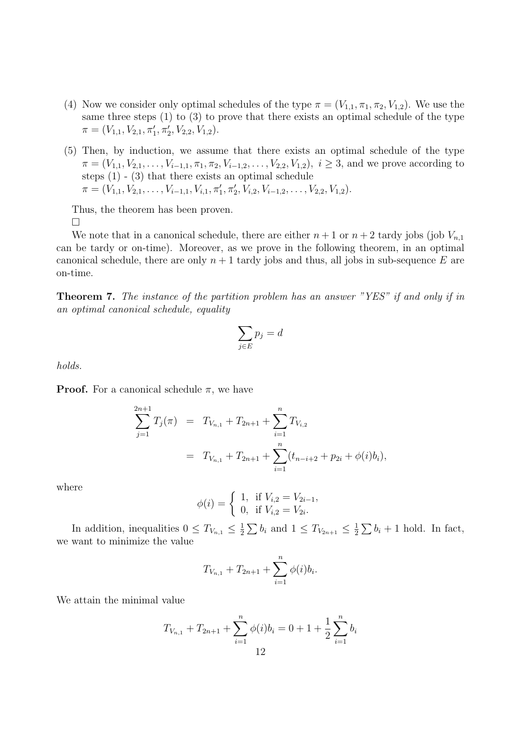(4) Now we consider only optimal schedules of the type $\pi = (V_{1,1}, \pi_1, \pi_2, V_{1,2})$. We use the same three steps (1) to (3) to prove that there exists an optimal schedule of the type $\pi = (V_{1,1}, V_{2,1}, \pi_1', \pi_2', V_{2,2}, V_{1,2})$.

(5) Then, by induction, we assume that there exists an optimal schedule of the type $\pi = (V_{1,1}, V_{2,1}, \ldots, V_{i-1,1}, \pi_1, \pi_2, V_{i-1,2}, \ldots, V_{2,2}, V_{1,2})$, $i \geq 3$, and we prove according to steps (1) - (3) that there exists an optimal schedule
$\pi = (V_{1,1}, V_{2,1}, \ldots, V_{i-1,1}, V_{i,1}, \pi_1', \pi_2', V_{i,2}, V_{i-1,2}, \ldots, V_{2,2}, V_{1,2})$.

Thus, the theorem has been proven.

□

We note that in a canonical schedule, there are either $n+1$ or $n+2$ tardy jobs (job $V_{n,1}$ can be tardy or on-time). Moreover, as we prove in the following theorem, in an optimal canonical schedule, there are only $n+1$ tardy jobs and thus, all jobs in sub-sequence $E$ are on-time.

**Theorem 7.** *The instance of the partition problem has an answer "YES" if and only if in an optimal canonical schedule, equality*

$$\sum_{j \in E} p_j = d$$

*holds.*

**Proof.** For a canonical schedule $\pi$, we have

$$\begin{aligned}
\sum_{j=1}^{2n+1} T_j(\pi) &= T_{V_{n,1}} + T_{2n+1} + \sum_{i=1}^{n} T_{V_{i,2}} \\
&= T_{V_{n,1}} + T_{2n+1} + \sum_{i=1}^{n} (t_{n-i+2} + p_{2i} + \phi(i) b_i),
\end{aligned}$$

where

$$\phi(i) = \begin{cases} 1, & \text{if } V_{i,2} = V_{2i-1}, \\ 0, & \text{if } V_{i,2} = V_{2i}. \end{cases}$$

In addition, inequalities $0 \leq T_{V_{n,1}} \leq \frac{1}{2} \sum b_i$ and $1 \leq T_{V_{2n+1}} \leq \frac{1}{2} \sum b_i + 1$ hold. In fact, we want to minimize the value

$$T_{V_{n,1}} + T_{2n+1} + \sum_{i=1}^{n} \phi(i) b_i.$$

We attain the minimal value

$$T_{V_{n,1}} + T_{2n+1} + \sum_{i=1}^{n} \phi(i) b_i = 0 + 1 + \frac{1}{2} \sum_{i=1}^{n} b_i$$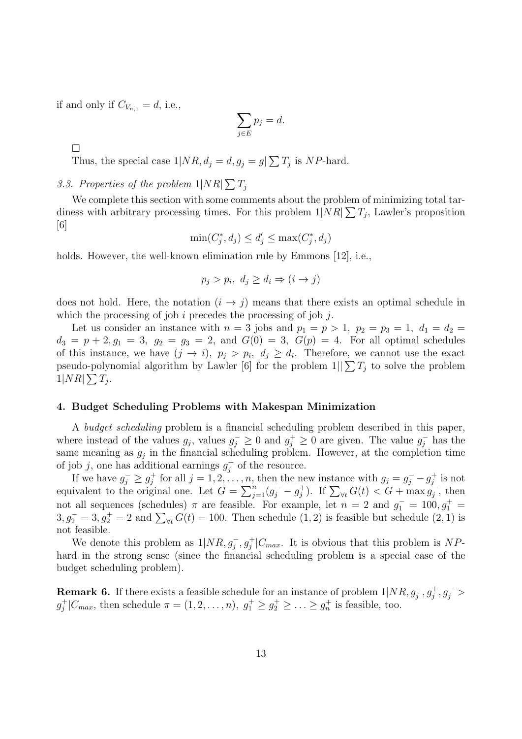if and only if $C_{V_{n,1}} = d$, i.e.,

$$\sum_{j \in E} p_j = d.$$

□

Thus, the special case $1|NR, d_j = d, g_j = g|\sum T_j$ is $NP$-hard.

### 3.3. Properties of the problem $1|NR|\sum T_j$

We complete this section with some comments about the problem of minimizing total tardiness with arbitrary processing times. For this problem $1|NR|\sum T_j$, Lawler's proposition [6]

$$\min(C_j^*, d_j) \leq d_j' \leq \max(C_j^*, d_j)$$

holds. However, the well-known elimination rule by Emmons [12], i.e.,

$$p_j > p_i,\ d_j \geq d_i \Rightarrow (i \to j)$$

does not hold. Here, the notation $(i \to j)$ means that there exists an optimal schedule in which the processing of job $i$ precedes the processing of job $j$.

Let us consider an instance with $n = 3$ jobs and $p_1 = p > 1,\ p_2 = p_3 = 1,\ d_1 = d_2 = d_3 = p + 2, g_1 = 3,\ g_2 = g_3 = 2$, and $G(0) = 3,\ G(p) = 4$. For all optimal schedules of this instance, we have $(j \to i),\ p_j > p_i,\ d_j \geq d_i$. Therefore, we cannot use the exact pseudo-polynomial algorithm by Lawler [6] for the problem $1||\sum T_j$ to solve the problem $1|NR|\sum T_j$.

## 4. Budget Scheduling Problems with Makespan Minimization

A *budget scheduling* problem is a financial scheduling problem described in this paper, where instead of the values $g_j$, values $g_j^- \geq 0$ and $g_j^+ \geq 0$ are given. The value $g_j^-$ has the same meaning as $g_j$ in the financial scheduling problem. However, at the completion time of job $j$, one has additional earnings $g_j^+$ of the resource.

If we have $g_j^- \geq g_j^+$ for all $j = 1, 2, \ldots, n$, then the new instance with $g_j = g_j^- - g_j^+$ is not equivalent to the original one. Let $G = \sum_{j=1}^{n}(g_j^- - g_j^+)$. If $\sum_{\forall t} G(t) < G + \max g_j^-$, then not all sequences (schedules) $\pi$ are feasible. For example, let $n = 2$ and $g_1^- = 100, g_1^+ = 3, g_2^- = 3, g_2^+ = 2$ and $\sum_{\forall t} G(t) = 100$. Then schedule $(1, 2)$ is feasible but schedule $(2, 1)$ is not feasible.

We denote this problem as $1|NR, g_j^-, g_j^+|C_{max}$. It is obvious that this problem is $NP$-hard in the strong sense (since the financial scheduling problem is a special case of the budget scheduling problem).

**Remark 6.** If there exists a feasible schedule for an instance of problem $1|NR, g_j^-, g_j^+, g_j^- > g_j^+|C_{max}$, then schedule $\pi = (1, 2, \ldots, n),\ g_1^+ \geq g_2^+ \geq \ldots \geq g_n^+$ is feasible, too.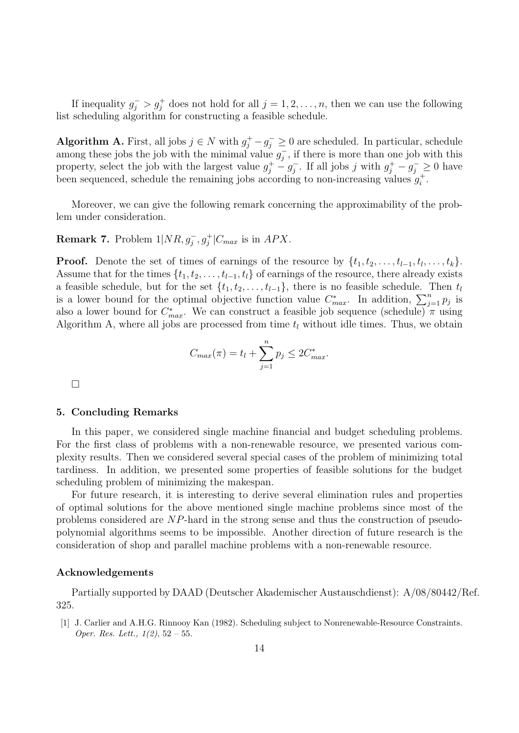If inequality $g_j^- > g_j^+$ does not hold for all $j = 1, 2, \ldots, n$, then we can use the following list scheduling algorithm for constructing a feasible schedule.

**Algorithm A.** First, all jobs $j \in N$ with $g_j^+ - g_j^- \geq 0$ are scheduled. In particular, schedule among these jobs the job with the minimal value $g_j^-$, if there is more than one job with this property, select the job with the largest value $g_j^+ - g_j^-$. If all jobs $j$ with $g_j^+ - g_j^- \geq 0$ have been sequenced, schedule the remaining jobs according to non-increasing values $g_i^+$.

Moreover, we can give the following remark concerning the approximability of the problem under consideration.

**Remark 7.** Problem $1|NR, g_j^-, g_j^+|C_{max}$ is in $APX$.

**Proof.** Denote the set of times of earnings of the resource by $\{t_1, t_2, \ldots, t_{l-1}, t_l, \ldots, t_k\}$. Assume that for the times $\{t_1, t_2, \ldots, t_{l-1}, t_l\}$ of earnings of the resource, there already exists a feasible schedule, but for the set $\{t_1, t_2, \ldots, t_{l-1}\}$, there is no feasible schedule. Then $t_l$ is a lower bound for the optimal objective function value $C^*_{max}$. In addition, $\sum_{j=1}^{n} p_j$ is also a lower bound for $C^*_{max}$. We can construct a feasible job sequence (schedule) $\pi$ using Algorithm A, where all jobs are processed from time $t_l$ without idle times. Thus, we obtain

$$C_{max}(\pi) = t_l + \sum_{j=1}^{n} p_j \leq 2C^*_{max}.$$

□

## 5. Concluding Remarks

In this paper, we considered single machine financial and budget scheduling problems. For the first class of problems with a non-renewable resource, we presented various complexity results. Then we considered several special cases of the problem of minimizing total tardiness. In addition, we presented some properties of feasible solutions for the budget scheduling problem of minimizing the makespan.

For future research, it is interesting to derive several elimination rules and properties of optimal solutions for the above mentioned single machine problems since most of the problems considered are $NP$-hard in the strong sense and thus the construction of pseudo-polynomial algorithms seems to be impossible. Another direction of future research is the consideration of shop and parallel machine problems with a non-renewable resource.

## Acknowledgements

Partially supported by DAAD (Deutscher Akademischer Austauschdienst): A/08/80442/Ref. 325.

[1] J. Carlier and A.H.G. Rinnooy Kan (1982). Scheduling subject to Nonrenewable-Resource Constraints. *Oper. Res. Lett., 1(2)*, 52 – 55.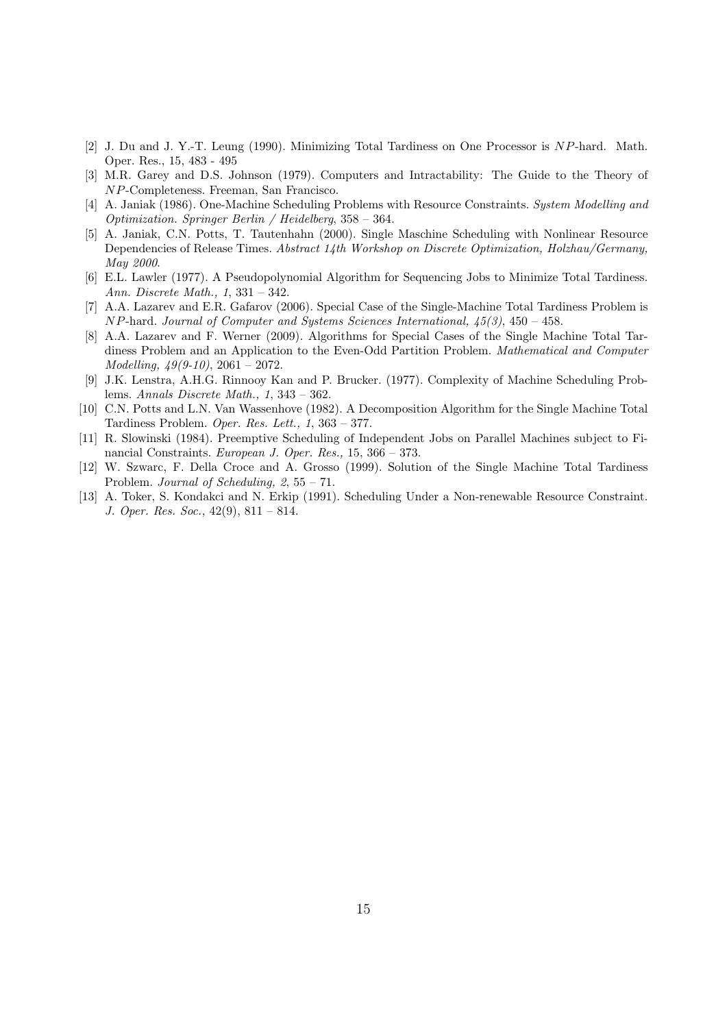[2] J. Du and J. Y.-T. Leung (1990). Minimizing Total Tardiness on One Processor is $NP$-hard. Math. Oper. Res., 15, 483 - 495

[3] M.R. Garey and D.S. Johnson (1979). Computers and Intractability: The Guide to the Theory of $NP$-Completeness. Freeman, San Francisco.

[4] A. Janiak (1986). One-Machine Scheduling Problems with Resource Constraints. *System Modelling and Optimization. Springer Berlin / Heidelberg*, 358 – 364.

[5] A. Janiak, C.N. Potts, T. Tautenhahn (2000). Single Maschine Scheduling with Nonlinear Resource Dependencies of Release Times. *Abstract 14th Workshop on Discrete Optimization, Holzhau/Germany, May 2000*.

[6] E.L. Lawler (1977). A Pseudopolynomial Algorithm for Sequencing Jobs to Minimize Total Tardiness. *Ann. Discrete Math., 1*, 331 – 342.

[7] A.A. Lazarev and E.R. Gafarov (2006). Special Case of the Single-Machine Total Tardiness Problem is $NP$-hard. *Journal of Computer and Systems Sciences International, 45(3)*, 450 – 458.

[8] A.A. Lazarev and F. Werner (2009). Algorithms for Special Cases of the Single Machine Total Tardiness Problem and an Application to the Even-Odd Partition Problem. *Mathematical and Computer Modelling, 49(9-10)*, 2061 – 2072.

[9] J.K. Lenstra, A.H.G. Rinnooy Kan and P. Brucker. (1977). Complexity of Machine Scheduling Problems. *Annals Discrete Math., 1*, 343 – 362.

[10] C.N. Potts and L.N. Van Wassenhove (1982). A Decomposition Algorithm for the Single Machine Total Tardiness Problem. *Oper. Res. Lett., 1*, 363 – 377.

[11] R. Slowinski (1984). Preemptive Scheduling of Independent Jobs on Parallel Machines subject to Financial Constraints. *European J. Oper. Res.,* 15, 366 – 373.

[12] W. Szwarc, F. Della Croce and A. Grosso (1999). Solution of the Single Machine Total Tardiness Problem. *Journal of Scheduling, 2*, 55 – 71.

[13] A. Toker, S. Kondakci and N. Erkip (1991). Scheduling Under a Non-renewable Resource Constraint. *J. Oper. Res. Soc.,* 42(9), 811 – 814.